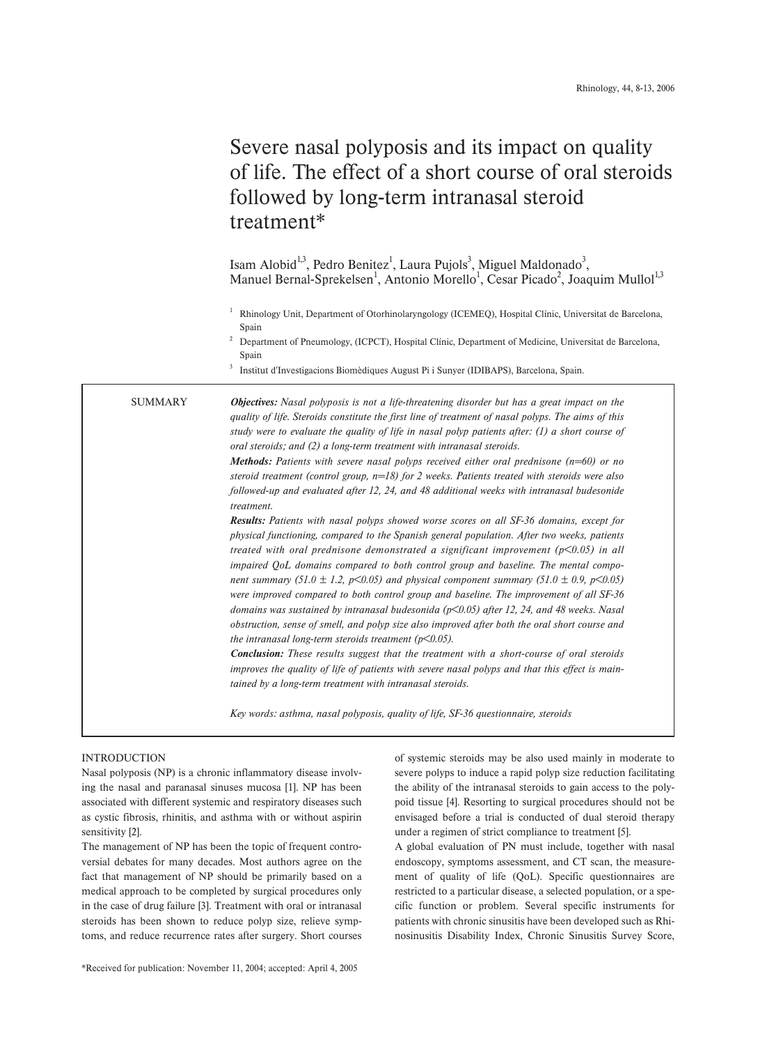# Severe nasal polyposis and its impact on quality of life. The effect of a short course of oral steroids followed by long-term intranasal steroid treatment*

Isam Alobid[1,3], Pedro Benitez[1], Laura Pujols[3], Miguel Maldonado[3], Manuel Bernal-Sprekelsen[1], Antonio Morello[1], Cesar Picado[2], Joaquim Mullol[1,3]

[1] Rhinology Unit, Department of Otorhinolaryngology (ICEMEQ), Hospital Clínic, Universitat de Barcelona, Spain

[2] Department of Pneumology, (ICPCT), Hospital Clínic, Department of Medicine, Universitat de Barcelona, Spain

[3] Institut d'Investigacions Biomèdiques August Pi i Sunyer (IDIBAPS), Barcelona, Spain.

## SUMMARY

***Objectives:*** *Nasal polyposis is not a life-threatening disorder but has a great impact on the quality of life. Steroids constitute the first line of treatment of nasal polyps. The aims of this study were to evaluate the quality of life in nasal polyp patients after: (1) a short course of oral steroids; and (2) a long-term treatment with intranasal steroids.*

***Methods:*** *Patients with severe nasal polyps received either oral prednisone (n=60) or no steroid treatment (control group, n=18) for 2 weeks. Patients treated with steroids were also followed-up and evaluated after 12, 24, and 48 additional weeks with intranasal budesonide treatment.*

***Results:*** *Patients with nasal polyps showed worse scores on all SF-36 domains, except for physical functioning, compared to the Spanish general population. After two weeks, patients treated with oral prednisone demonstrated a significant improvement ($p<0.05$) in all impaired QoL domains compared to both control group and baseline. The mental component summary ($51.0 \pm 1.2$, $p<0.05$) and physical component summary ($51.0 \pm 0.9$, $p<0.05$) were improved compared to both control group and baseline. The improvement of all SF-36 domains was sustained by intranasal budesonida ($p<0.05$) after 12, 24, and 48 weeks. Nasal obstruction, sense of smell, and polyp size also improved after both the oral short course and the intranasal long-term steroids treatment ($p<0.05$).*

***Conclusion:*** *These results suggest that the treatment with a short-course of oral steroids improves the quality of life of patients with severe nasal polyps and that this effect is maintained by a long-term treatment with intranasal steroids.*

*Key words: asthma, nasal polyposis, quality of life, SF-36 questionnaire, steroids*

## INTRODUCTION

Nasal polyposis (NP) is a chronic inflammatory disease involving the nasal and paranasal sinuses mucosa [1]. NP has been associated with different systemic and respiratory diseases such as cystic fibrosis, rhinitis, and asthma with or without aspirin sensitivity [2].

The management of NP has been the topic of frequent controversial debates for many decades. Most authors agree on the fact that management of NP should be primarily based on a medical approach to be completed by surgical procedures only in the case of drug failure [3]. Treatment with oral or intranasal steroids has been shown to reduce polyp size, relieve symptoms, and reduce recurrence rates after surgery. Short courses of systemic steroids may be also used mainly in moderate to severe polyps to induce a rapid polyp size reduction facilitating the ability of the intranasal steroids to gain access to the polypoid tissue [4]. Resorting to surgical procedures should not be envisaged before a trial is conducted of dual steroid therapy under a regimen of strict compliance to treatment [5].

A global evaluation of PN must include, together with nasal endoscopy, symptoms assessment, and CT scan, the measurement of quality of life (QoL). Specific questionnaires are restricted to a particular disease, a selected population, or a specific function or problem. Several specific instruments for patients with chronic sinusitis have been developed such as Rhinosinusitis Disability Index, Chronic Sinusitis Survey Score,

*Received for publication: November 11, 2004; accepted: April 4, 2005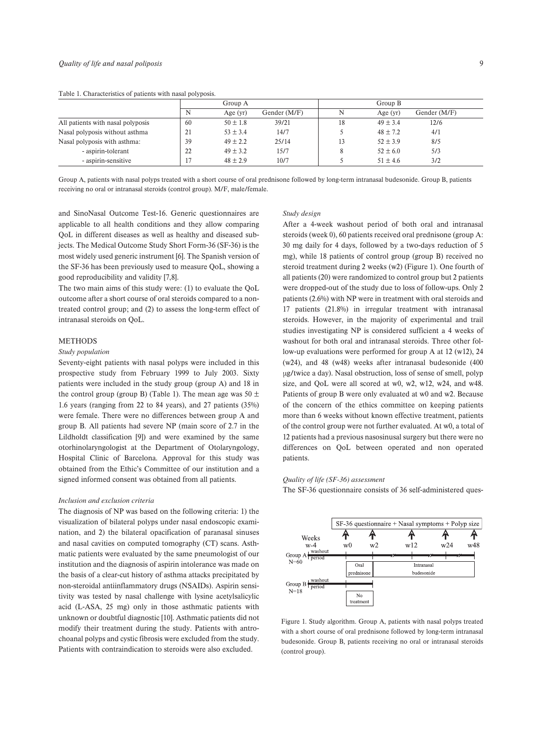Table 1. Characteristics of patients with nasal polyposis.

| | Group A | | | Group B | | |
|---|---|---|---|---|---|---|
| | N | Age (yr) | Gender (M/F) | N | Age (yr) | Gender (M/F) |
| All patients with nasal polyposis | 60 | 50 ± 1.8 | 39/21 | 18 | 49 ± 3.4 | 12/6 |
| Nasal polyposis without asthma | 21 | 53 ± 3.4 | 14/7 | 5 | 48 ± 7.2 | 4/1 |
| Nasal polyposis with asthma: | 39 | 49 ± 2.2 | 25/14 | 13 | 52 ± 3.9 | 8/5 |
| - aspirin-tolerant | 22 | 49 ± 3.2 | 15/7 | 8 | 52 ± 6.0 | 5/3 |
| - aspirin-sensitive | 17 | 48 ± 2.9 | 10/7 | 5 | 51 ± 4.6 | 3/2 |

Group A, patients with nasal polyps treated with a short course of oral prednisone followed by long-term intranasal budesonide. Group B, patients receiving no oral or intranasal steroids (control group). M/F, male/female.

and SinoNasal Outcome Test-16. Generic questionnaires are applicable to all health conditions and they allow comparing QoL in different diseases as well as healthy and diseased subjects. The Medical Outcome Study Short Form-36 (SF-36) is the most widely used generic instrument [6]. The Spanish version of the SF-36 has been previously used to measure QoL, showing a good reproducibility and validity [7,8].

The two main aims of this study were: (1) to evaluate the QoL outcome after a short course of oral steroids compared to a non-treated control group; and (2) to assess the long-term effect of intranasal steroids on QoL.

## METHODS

### *Study population*

Seventy-eight patients with nasal polyps were included in this prospective study from February 1999 to July 2003. Sixty patients were included in the study group (group A) and 18 in the control group (group B) (Table 1). The mean age was 50 ± 1.6 years (ranging from 22 to 84 years), and 27 patients (35%) were female. There were no differences between group A and group B. All patients had severe NP (main score of 2.7 in the Lildholdt classification [9]) and were examined by the same otorhinolaryngologist at the Department of Otolaryngology, Hospital Clinic of Barcelona. Approval for this study was obtained from the Ethic's Committee of our institution and a signed informed consent was obtained from all patients.

### *Inclusion and exclusion criteria*

The diagnosis of NP was based on the following criteria: 1) the visualization of bilateral polyps under nasal endoscopic examination, and 2) the bilateral opacification of paranasal sinuses and nasal cavities on computed tomography (CT) scans. Asthmatic patients were evaluated by the same pneumologist of our institution and the diagnosis of aspirin intolerance was made on the basis of a clear-cut history of asthma attacks precipitated by non-steroidal antiinflammatory drugs (NSAIDs). Aspirin sensitivity was tested by nasal challenge with lysine acetylsalicylic acid (L-ASA, 25 mg) only in those asthmatic patients with unknown or doubtful diagnostic [10]. Asthmatic patients did not modify their treatment during the study. Patients with antrochoanal polyps and cystic fibrosis were excluded from the study. Patients with contraindication to steroids were also excluded.

### *Study design*

After a 4-week washout period of both oral and intranasal steroids (week 0), 60 patients received oral prednisone (group A: 30 mg daily for 4 days, followed by a two-days reduction of 5 mg), while 18 patients of control group (group B) received no steroid treatment during 2 weeks (w2) (Figure 1). One fourth of all patients (20) were randomized to control group but 2 patients were dropped-out of the study due to loss of follow-ups. Only 2 patients (2.6%) with NP were in treatment with oral steroids and 17 patients (21.8%) in irregular treatment with intranasal steroids. However, in the majority of experimental and trail studies investigating NP is considered sufficient a 4 weeks of washout for both oral and intranasal steroids. Three other follow-up evaluations were performed for group A at 12 (w12), 24 (w24), and 48 (w48) weeks after intranasal budesonide (400 μg/twice a day). Nasal obstruction, loss of sense of smell, polyp size, and QoL were all scored at w0, w2, w12, w24, and w48. Patients of group B were only evaluated at w0 and w2. Because of the concern of the ethics committee on keeping patients more than 6 weeks without known effective treatment, patients of the control group were not further evaluated. At w0, a total of 12 patients had a previous nasosinusal surgery but there were no differences on QoL between operated and non operated patients.

### *Quality of life (SF-36) assessment*

The SF-36 questionnaire consists of 36 self-administered ques-

Figure 1. Study algorithm. Group A, patients with nasal polyps treated with a short course of oral prednisone followed by long-term intranasal budesonide. Group B, patients receiving no oral or intranasal steroids (control group).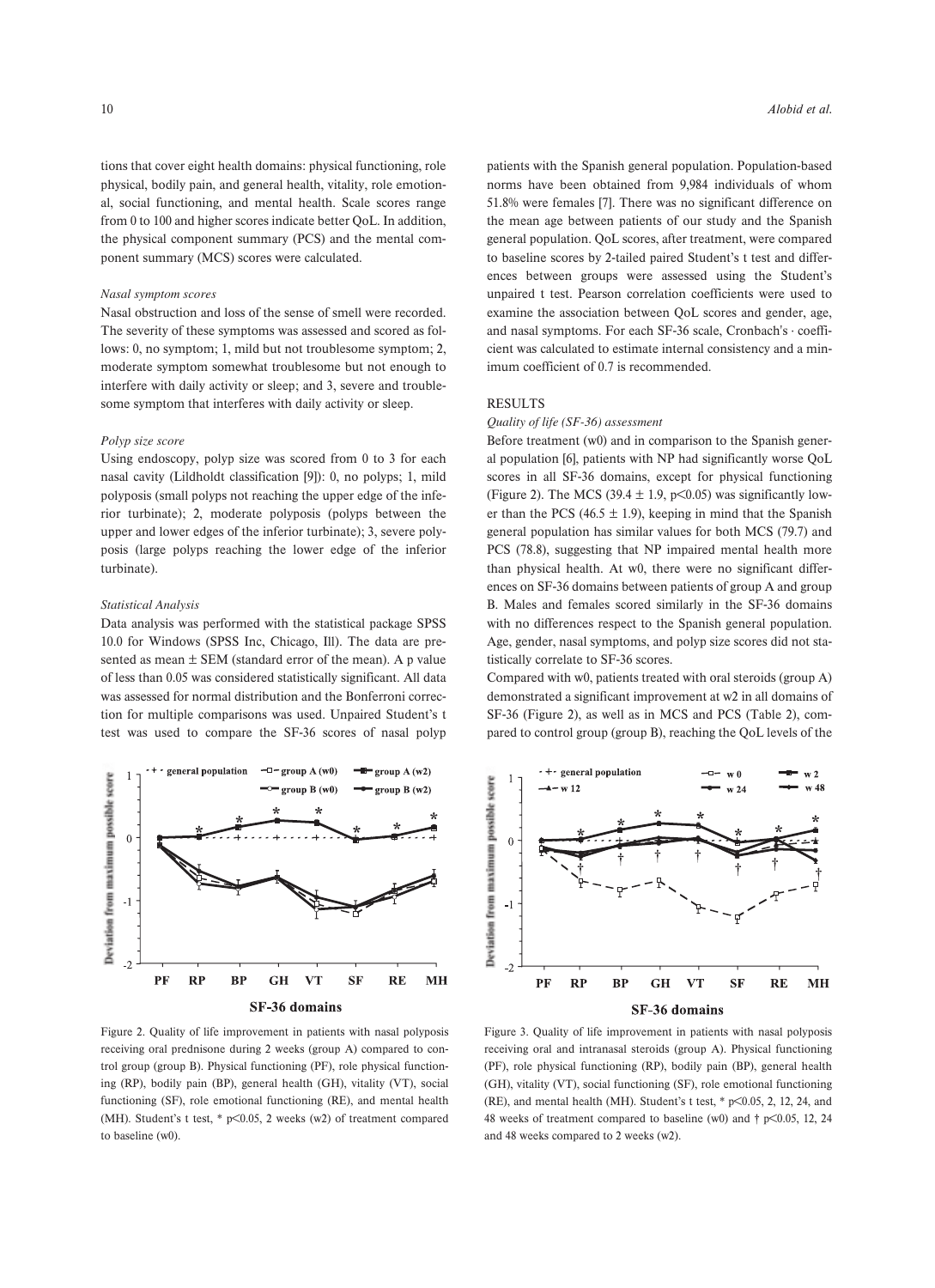tions that cover eight health domains: physical functioning, role physical, bodily pain, and general health, vitality, role emotional, social functioning, and mental health. Scale scores range from 0 to 100 and higher scores indicate better QoL. In addition, the physical component summary (PCS) and the mental component summary (MCS) scores were calculated.

### *Nasal symptom scores*

Nasal obstruction and loss of the sense of smell were recorded. The severity of these symptoms was assessed and scored as follows: 0, no symptom; 1, mild but not troublesome symptom; 2, moderate symptom somewhat troublesome but not enough to interfere with daily activity or sleep; and 3, severe and troublesome symptom that interferes with daily activity or sleep.

### *Polyp size score*

Using endoscopy, polyp size was scored from 0 to 3 for each nasal cavity (Lildholdt classification [9]): 0, no polyps; 1, mild polyposis (small polyps not reaching the upper edge of the inferior turbinate); 2, moderate polyposis (polyps between the upper and lower edges of the inferior turbinate); 3, severe polyposis (large polyps reaching the lower edge of the inferior turbinate).

### *Statistical Analysis*

Data analysis was performed with the statistical package SPSS 10.0 for Windows (SPSS Inc, Chicago, Ill). The data are presented as mean ± SEM (standard error of the mean). A p value of less than 0.05 was considered statistically significant. All data was assessed for normal distribution and the Bonferroni correction for multiple comparisons was used. Unpaired Student's t test was used to compare the SF-36 scores of nasal polyp patients with the Spanish general population. Population-based norms have been obtained from 9,984 individuals of whom 51.8% were females [7]. There was no significant difference on the mean age between patients of our study and the Spanish general population. QoL scores, after treatment, were compared to baseline scores by 2-tailed paired Student's t test and differences between groups were assessed using the Student's unpaired t test. Pearson correlation coefficients were used to examine the association between QoL scores and gender, age, and nasal symptoms. For each SF-36 scale, Cronbach's · coefficient was calculated to estimate internal consistency and a minimum coefficient of 0.7 is recommended.

## RESULTS

### *Quality of life (SF-36) assessment*

Before treatment (w0) and in comparison to the Spanish general population [6], patients with NP had significantly worse QoL scores in all SF-36 domains, except for physical functioning (Figure 2). The MCS (39.4 ± 1.9, $p<0.05$) was significantly lower than the PCS (46.5 ± 1.9), keeping in mind that the Spanish general population has similar values for both MCS (79.7) and PCS (78.8), suggesting that NP impaired mental health more than physical health. At w0, there were no significant differences on SF-36 domains between patients of group A and group B. Males and females scored similarly in the SF-36 domains with no differences respect to the Spanish general population. Age, gender, nasal symptoms, and polyp size scores did not statistically correlate to SF-36 scores.

Compared with w0, patients treated with oral steroids (group A) demonstrated a significant improvement at w2 in all domains of SF-36 (Figure 2), as well as in MCS and PCS (Table 2), compared to control group (group B), reaching the QoL levels of the

Figure 2. Quality of life improvement in patients with nasal polyposis receiving oral prednisone during 2 weeks (group A) compared to control group (group B). Physical functioning (PF), role physical functioning (RP), bodily pain (BP), general health (GH), vitality (VT), social functioning (SF), role emotional functioning (RE), and mental health (MH). Student's t test, * $p<0.05$, 2 weeks (w2) of treatment compared to baseline (w0).

Figure 3. Quality of life improvement in patients with nasal polyposis receiving oral and intranasal steroids (group A). Physical functioning (PF), role physical functioning (RP), bodily pain (BP), general health (GH), vitality (VT), social functioning (SF), role emotional functioning (RE), and mental health (MH). Student's t test, * $p<0.05$, 2, 12, 24, and 48 weeks of treatment compared to baseline (w0) and † $p<0.05$, 12, 24 and 48 weeks compared to 2 weeks (w2).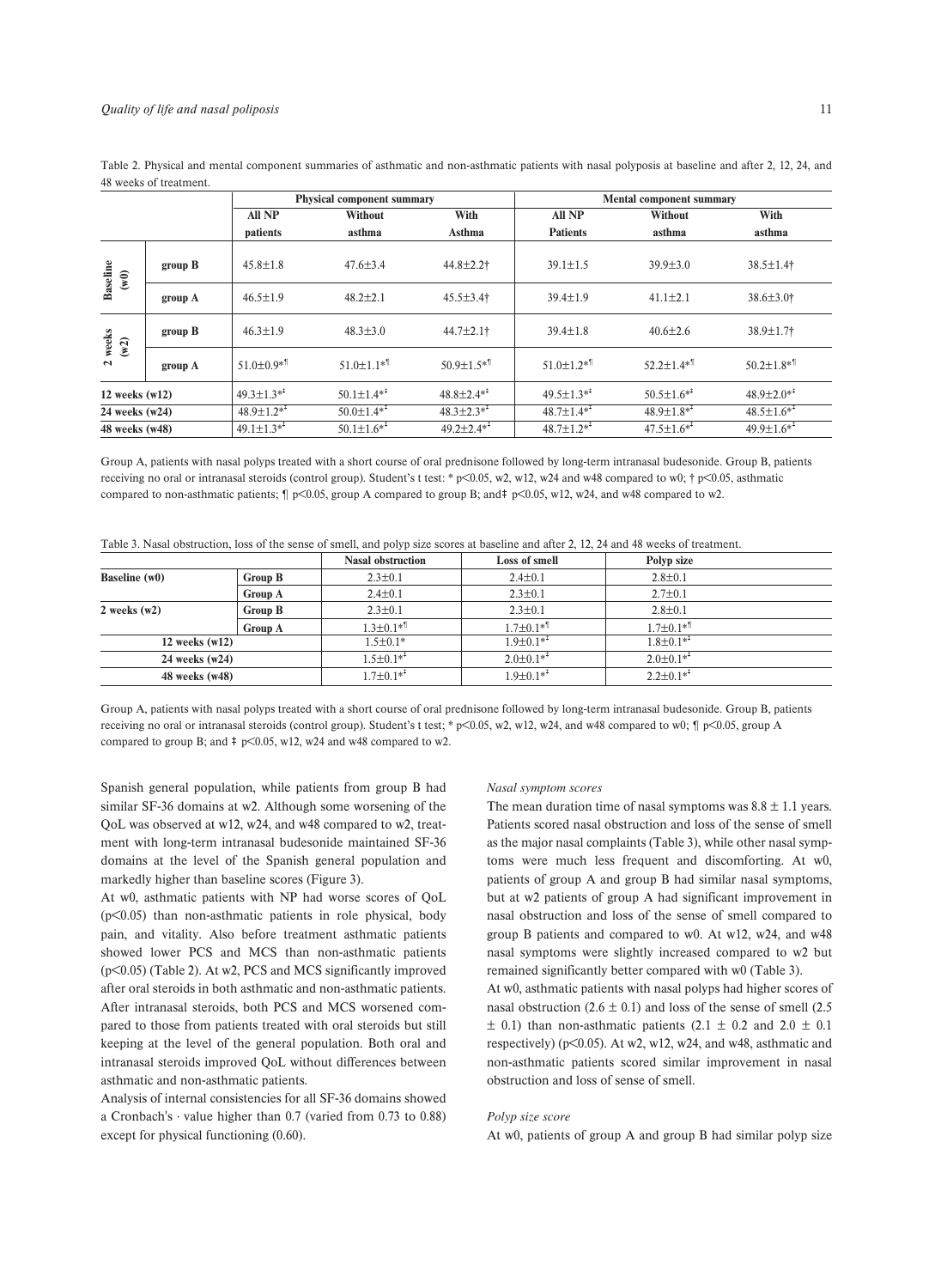Table 2. Physical and mental component summaries of asthmatic and non-asthmatic patients with nasal polyposis at baseline and after 2, 12, 24, and 48 weeks of treatment.

| | | Physical component summary | | | Mental component summary | | |
|---|---|---|---|---|---|---|---|
| | | All NP patients | Without asthma | With Asthma | All NP Patients | Without asthma | With asthma |
| Baseline (w0) | group B | 45.8±1.8 | 47.6±3.4 | 44.8±2.2† | 39.1±1.5 | 39.9±3.0 | 38.5±1.4† |
| | group A | 46.5±1.9 | 48.2±2.1 | 45.5±3.4† | 39.4±1.9 | 41.1±2.1 | 38.6±3.0† |
| 2 weeks (w2) | group B | 46.3±1.9 | 48.3±3.0 | 44.7±2.1† | 39.4±1.8 | 40.6±2.6 | 38.9±1.7† |
| | group A | 51.0±0.9*¶ | 51.0±1.1*¶ | 50.9±1.5*¶ | 51.0±1.2*¶ | 52.2±1.4*¶ | 50.2±1.8*¶ |
| 12 weeks (w12) | | 49.3±1.3*‡ | 50.1±1.4*‡ | 48.8±2.4*‡ | 49.5±1.3*‡ | 50.5±1.6*‡ | 48.9±2.0*‡ |
| 24 weeks (w24) | | 48.9±1.2*‡ | 50.0±1.4*‡ | 48.3±2.3*‡ | 48.7±1.4*‡ | 48.9±1.8*‡ | 48.5±1.6*‡ |
| 48 weeks (w48) | | 49.1±1.3*‡ | 50.1±1.6*‡ | 49.2±2.4*‡ | 48.7±1.2*‡ | 47.5±1.6*‡ | 49.9±1.6*‡ |

Group A, patients with nasal polyps treated with a short course of oral prednisone followed by long-term intranasal budesonide. Group B, patients receiving no oral or intranasal steroids (control group). Student's t test: * $p<0.05$, w2, w12, w24 and w48 compared to w0; † $p<0.05$, asthmatic compared to non-asthmatic patients; ¶ $p<0.05$, group A compared to group B; and‡ $p<0.05$, w12, w24, and w48 compared to w2.

Table 3. Nasal obstruction, loss of the sense of smell, and polyp size scores at baseline and after 2, 12, 24 and 48 weeks of treatment.

| | | Nasal obstruction | Loss of smell | Polyp size |
|---|---|---|---|---|
| Baseline (w0) | Group B | 2.3±0.1 | 2.4±0.1 | 2.8±0.1 |
| | Group A | 2.4±0.1 | 2.3±0.1 | 2.7±0.1 |
| 2 weeks (w2) | Group B | 2.3±0.1 | 2.3±0.1 | 2.8±0.1 |
| | Group A | 1.3±0.1*¶ | 1.7±0.1*¶ | 1.7±0.1*¶ |
| 12 weeks (w12) | | 1.5±0.1* | 1.9±0.1*‡ | 1.8±0.1*‡ |
| 24 weeks (w24) | | 1.5±0.1*‡ | 2.0±0.1*‡ | 2.0±0.1*‡ |
| 48 weeks (w48) | | 1.7±0.1*‡ | 1.9±0.1*‡ | 2.2±0.1*‡ |

Group A, patients with nasal polyps treated with a short course of oral prednisone followed by long-term intranasal budesonide. Group B, patients receiving no oral or intranasal steroids (control group). Student's t test; * $p<0.05$, w2, w12, w24, and w48 compared to w0; ¶ $p<0.05$, group A compared to group B; and ‡ $p<0.05$, w12, w24 and w48 compared to w2.

Spanish general population, while patients from group B had similar SF-36 domains at w2. Although some worsening of the QoL was observed at w12, w24, and w48 compared to w2, treatment with long-term intranasal budesonide maintained SF-36 domains at the level of the Spanish general population and markedly higher than baseline scores (Figure 3).

At w0, asthmatic patients with NP had worse scores of QoL ($p<0.05$) than non-asthmatic patients in role physical, body pain, and vitality. Also before treatment asthmatic patients showed lower PCS and MCS than non-asthmatic patients ($p<0.05$) (Table 2). At w2, PCS and MCS significantly improved after oral steroids in both asthmatic and non-asthmatic patients. After intranasal steroids, both PCS and MCS worsened compared to those from patients treated with oral steroids but still keeping at the level of the general population. Both oral and intranasal steroids improved QoL without differences between asthmatic and non-asthmatic patients.

Analysis of internal consistencies for all SF-36 domains showed a Cronbach's · value higher than 0.7 (varied from 0.73 to 0.88) except for physical functioning (0.60).

*Nasal symptom scores*

The mean duration time of nasal symptoms was $8.8 \pm 1.1$ years. Patients scored nasal obstruction and loss of the sense of smell as the major nasal complaints (Table 3), while other nasal symptoms were much less frequent and discomforting. At w0, patients of group A and group B had similar nasal symptoms, but at w2 patients of group A had significant improvement in nasal obstruction and loss of the sense of smell compared to group B patients and compared to w0. At w12, w24, and w48 nasal symptoms were slightly increased compared to w2 but remained significantly better compared with w0 (Table 3).

At w0, asthmatic patients with nasal polyps had higher scores of nasal obstruction ($2.6 \pm 0.1$) and loss of the sense of smell ($2.5 \pm 0.1$) than non-asthmatic patients ($2.1 \pm 0.2$ and $2.0 \pm 0.1$ respectively) ($p<0.05$). At w2, w12, w24, and w48, asthmatic and non-asthmatic patients scored similar improvement in nasal obstruction and loss of sense of smell.

*Polyp size score*

At w0, patients of group A and group B had similar polyp size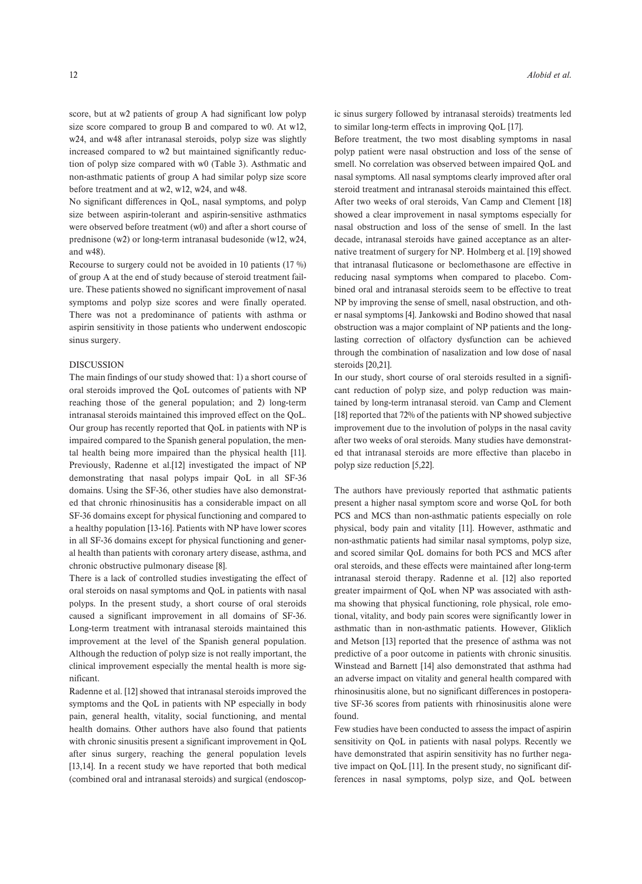score, but at w2 patients of group A had significant low polyp size score compared to group B and compared to w0. At w12, w24, and w48 after intranasal steroids, polyp size was slightly increased compared to w2 but maintained significantly reduction of polyp size compared with w0 (Table 3). Asthmatic and non-asthmatic patients of group A had similar polyp size score before treatment and at w2, w12, w24, and w48.

No significant differences in QoL, nasal symptoms, and polyp size between aspirin-tolerant and aspirin-sensitive asthmatics were observed before treatment (w0) and after a short course of prednisone (w2) or long-term intranasal budesonide (w12, w24, and w48).

Recourse to surgery could not be avoided in 10 patients (17 %) of group A at the end of study because of steroid treatment failure. These patients showed no significant improvement of nasal symptoms and polyp size scores and were finally operated. There was not a predominance of patients with asthma or aspirin sensitivity in those patients who underwent endoscopic sinus surgery.

## DISCUSSION

The main findings of our study showed that: 1) a short course of oral steroids improved the QoL outcomes of patients with NP reaching those of the general population; and 2) long-term intranasal steroids maintained this improved effect on the QoL. Our group has recently reported that QoL in patients with NP is impaired compared to the Spanish general population, the mental health being more impaired than the physical health [11]. Previously, Radenne et al.[12] investigated the impact of NP demonstrating that nasal polyps impair QoL in all SF-36 domains. Using the SF-36, other studies have also demonstrated that chronic rhinosinusitis has a considerable impact on all SF-36 domains except for physical functioning and compared to a healthy population [13-16]. Patients with NP have lower scores in all SF-36 domains except for physical functioning and general health than patients with coronary artery disease, asthma, and chronic obstructive pulmonary disease [8].

There is a lack of controlled studies investigating the effect of oral steroids on nasal symptoms and QoL in patients with nasal polyps. In the present study, a short course of oral steroids caused a significant improvement in all domains of SF-36. Long-term treatment with intranasal steroids maintained this improvement at the level of the Spanish general population. Although the reduction of polyp size is not really important, the clinical improvement especially the mental health is more significant.

Radenne et al. [12] showed that intranasal steroids improved the symptoms and the QoL in patients with NP especially in body pain, general health, vitality, social functioning, and mental health domains. Other authors have also found that patients with chronic sinusitis present a significant improvement in QoL after sinus surgery, reaching the general population levels [13,14]. In a recent study we have reported that both medical (combined oral and intranasal steroids) and surgical (endoscopic sinus surgery followed by intranasal steroids) treatments led to similar long-term effects in improving QoL [17].

Before treatment, the two most disabling symptoms in nasal polyp patient were nasal obstruction and loss of the sense of smell. No correlation was observed between impaired QoL and nasal symptoms. All nasal symptoms clearly improved after oral steroid treatment and intranasal steroids maintained this effect. After two weeks of oral steroids, Van Camp and Clement [18] showed a clear improvement in nasal symptoms especially for nasal obstruction and loss of the sense of smell. In the last decade, intranasal steroids have gained acceptance as an alternative treatment of surgery for NP. Holmberg et al. [19] showed that intranasal fluticasone or beclomethasone are effective in reducing nasal symptoms when compared to placebo. Combined oral and intranasal steroids seem to be effective to treat NP by improving the sense of smell, nasal obstruction, and other nasal symptoms [4]. Jankowski and Bodino showed that nasal obstruction was a major complaint of NP patients and the long-lasting correction of olfactory dysfunction can be achieved through the combination of nasalization and low dose of nasal steroids [20,21].

In our study, short course of oral steroids resulted in a significant reduction of polyp size, and polyp reduction was maintained by long-term intranasal steroid. van Camp and Clement [18] reported that 72% of the patients with NP showed subjective improvement due to the involution of polyps in the nasal cavity after two weeks of oral steroids. Many studies have demonstrated that intranasal steroids are more effective than placebo in polyp size reduction [5,22].

The authors have previously reported that asthmatic patients present a higher nasal symptom score and worse QoL for both PCS and MCS than non-asthmatic patients especially on role physical, body pain and vitality [11]. However, asthmatic and non-asthmatic patients had similar nasal symptoms, polyp size, and scored similar QoL domains for both PCS and MCS after oral steroids, and these effects were maintained after long-term intranasal steroid therapy. Radenne et al. [12] also reported greater impairment of QoL when NP was associated with asthma showing that physical functioning, role physical, role emotional, vitality, and body pain scores were significantly lower in asthmatic than in non-asthmatic patients. However, Gliklich and Metson [13] reported that the presence of asthma was not predictive of a poor outcome in patients with chronic sinusitis. Winstead and Barnett [14] also demonstrated that asthma had an adverse impact on vitality and general health compared with rhinosinusitis alone, but no significant differences in postoperative SF-36 scores from patients with rhinosinusitis alone were found.

Few studies have been conducted to assess the impact of aspirin sensitivity on QoL in patients with nasal polyps. Recently we have demonstrated that aspirin sensitivity has no further negative impact on QoL [11]. In the present study, no significant differences in nasal symptoms, polyp size, and QoL between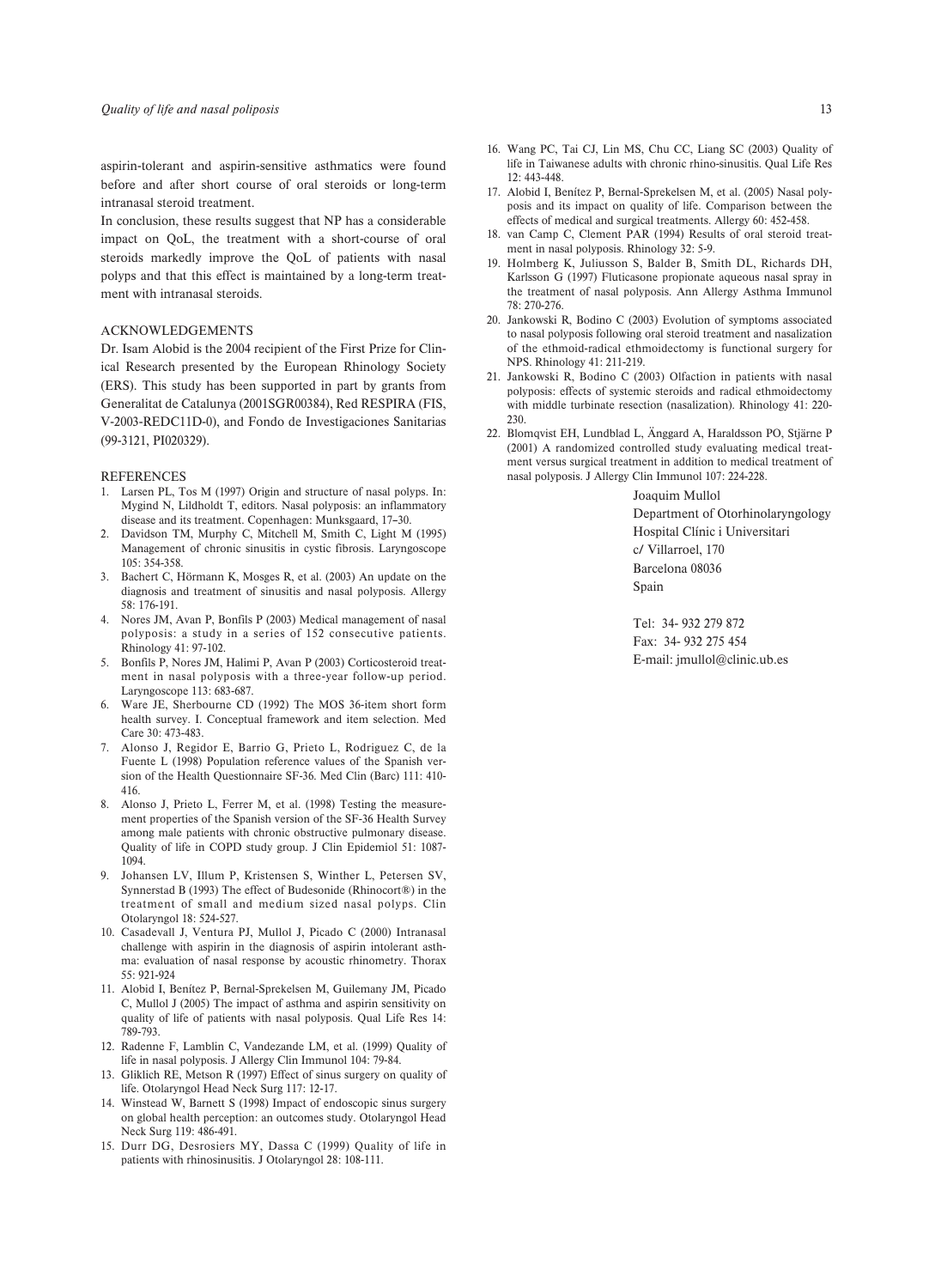aspirin-tolerant and aspirin-sensitive asthmatics were found before and after short course of oral steroids or long-term intranasal steroid treatment.

In conclusion, these results suggest that NP has a considerable impact on QoL, the treatment with a short-course of oral steroids markedly improve the QoL of patients with nasal polyps and that this effect is maintained by a long-term treatment with intranasal steroids.

## ACKNOWLEDGEMENTS

Dr. Isam Alobid is the 2004 recipient of the First Prize for Clinical Research presented by the European Rhinology Society (ERS). This study has been supported in part by grants from Generalitat de Catalunya (2001SGR00384), Red RESPIRA (FIS, V-2003-REDC11D-0), and Fondo de Investigaciones Sanitarias (99-3121, PI020329).

## REFERENCES

1. Larsen PL, Tos M (1997) Origin and structure of nasal polyps. In: Mygind N, Lildholdt T, editors. Nasal polyposis: an inflammatory disease and its treatment. Copenhagen: Munksgaard, 17–30.
2. Davidson TM, Murphy C, Mitchell M, Smith C, Light M (1995) Management of chronic sinusitis in cystic fibrosis. Laryngoscope 105: 354-358.
3. Bachert C, Hörmann K, Mosges R, et al. (2003) An update on the diagnosis and treatment of sinusitis and nasal polyposis. Allergy 58: 176-191.
4. Nores JM, Avan P, Bonfils P (2003) Medical management of nasal polyposis: a study in a series of 152 consecutive patients. Rhinology 41: 97-102.
5. Bonfils P, Nores JM, Halimi P, Avan P (2003) Corticosteroid treatment in nasal polyposis with a three-year follow-up period. Laryngoscope 113: 683-687.
6. Ware JE, Sherbourne CD (1992) The MOS 36-item short form health survey. I. Conceptual framework and item selection. Med Care 30: 473-483.
7. Alonso J, Regidor E, Barrio G, Prieto L, Rodriguez C, de la Fuente L (1998) Population reference values of the Spanish version of the Health Questionnaire SF-36. Med Clin (Barc) 111: 410-416.
8. Alonso J, Prieto L, Ferrer M, et al. (1998) Testing the measurement properties of the Spanish version of the SF-36 Health Survey among male patients with chronic obstructive pulmonary disease. Quality of life in COPD study group. J Clin Epidemiol 51: 1087-1094.
9. Johansen LV, Illum P, Kristensen S, Winther L, Petersen SV, Synnerstad B (1993) The effect of Budesonide (Rhinocort®) in the treatment of small and medium sized nasal polyps. Clin Otolaryngol 18: 524-527.
10. Casadevall J, Ventura PJ, Mullol J, Picado C (2000) Intranasal challenge with aspirin in the diagnosis of aspirin intolerant asthma: evaluation of nasal response by acoustic rhinometry. Thorax 55: 921-924
11. Alobid I, Benítez P, Bernal-Sprekelsen M, Guilemany JM, Picado C, Mullol J (2005) The impact of asthma and aspirin sensitivity on quality of life of patients with nasal polyposis. Qual Life Res 14: 789-793.
12. Radenne F, Lamblin C, Vandezande LM, et al. (1999) Quality of life in nasal polyposis. J Allergy Clin Immunol 104: 79-84.
13. Gliklich RE, Metson R (1997) Effect of sinus surgery on quality of life. Otolaryngol Head Neck Surg 117: 12-17.
14. Winstead W, Barnett S (1998) Impact of endoscopic sinus surgery on global health perception: an outcomes study. Otolaryngol Head Neck Surg 119: 486-491.
15. Durr DG, Desrosiers MY, Dassa C (1999) Quality of life in patients with rhinosinusitis. J Otolaryngol 28: 108-111.
16. Wang PC, Tai CJ, Lin MS, Chu CC, Liang SC (2003) Quality of life in Taiwanese adults with chronic rhino-sinusitis. Qual Life Res 12: 443-448.
17. Alobid I, Benítez P, Bernal-Sprekelsen M, et al. (2005) Nasal polyposis and its impact on quality of life. Comparison between the effects of medical and surgical treatments. Allergy 60: 452-458.
18. van Camp C, Clement PAR (1994) Results of oral steroid treatment in nasal polyposis. Rhinology 32: 5-9.
19. Holmberg K, Juliusson S, Balder B, Smith DL, Richards DH, Karlsson G (1997) Fluticasone propionate aqueous nasal spray in the treatment of nasal polyposis. Ann Allergy Asthma Immunol 78: 270-276.
20. Jankowski R, Bodino C (2003) Evolution of symptoms associated to nasal polyposis following oral steroid treatment and nasalization of the ethmoid-radical ethmoidectomy is functional surgery for NPS. Rhinology 41: 211-219.
21. Jankowski R, Bodino C (2003) Olfaction in patients with nasal polyposis: effects of systemic steroids and radical ethmoidectomy with middle turbinate resection (nasalization). Rhinology 41: 220-230.
22. Blomqvist EH, Lundblad L, Änggard A, Haraldsson PO, Stjärne P (2001) A randomized controlled study evaluating medical treatment versus surgical treatment in addition to medical treatment of nasal polyposis. J Allergy Clin Immunol 107: 224-228.

Joaquim Mullol
Department of Otorhinolaryngology
Hospital Clínic i Universitari
c/ Villarroel, 170
Barcelona 08036
Spain

Tel: 34- 932 279 872
Fax: 34- 932 275 454
E-mail: jmullol@clinic.ub.es